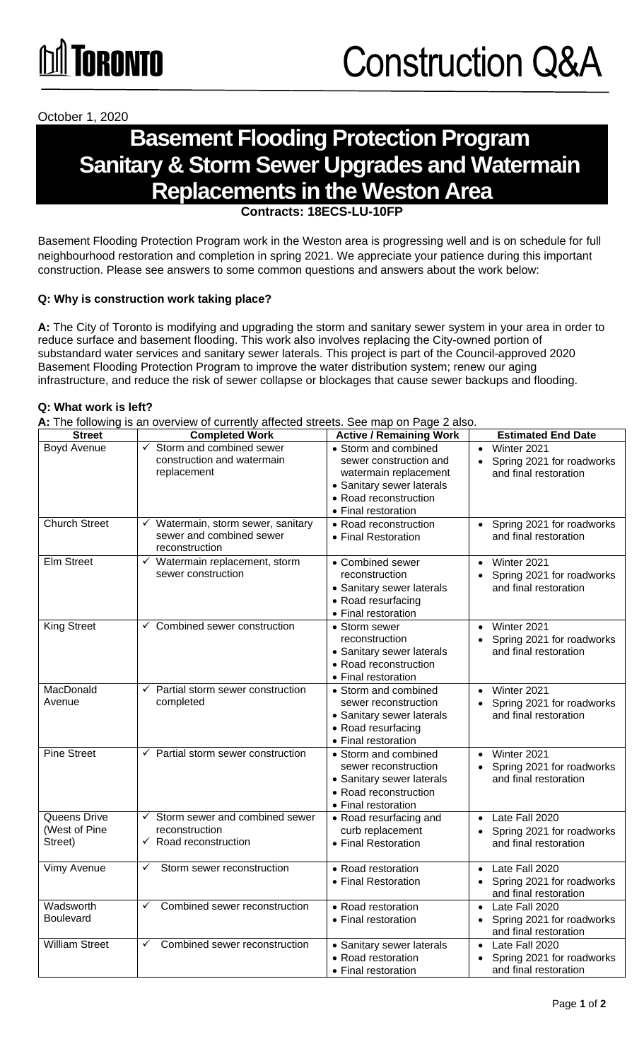Toronto

# Construction Q&A

October 1, 2020

# Basement Flooding Protection Program Sanitary & Storm Sewer Upgrades and Watermain Replacements in the Weston Area

**Contracts: 18ECS-LU-10FP**

Basement Flooding Protection Program work in the Weston area is progressing well and is on schedule for full neighbourhood restoration and completion in spring 2021. We appreciate your patience during this important construction. Please see answers to some common questions and answers about the work below:

**Q: Why is construction work taking place?**

**A:** The City of Toronto is modifying and upgrading the storm and sanitary sewer system in your area in order to reduce surface and basement flooding. This work also involves replacing the City-owned portion of substandard water services and sanitary sewer laterals. This project is part of the Council-approved 2020 Basement Flooding Protection Program to improve the water distribution system; renew our aging infrastructure, and reduce the risk of sewer collapse or blockages that cause sewer backups and flooding.

**Q: What work is left?**

**A:** The following is an overview of currently affected streets. See map on Page 2 also.

| Street | Completed Work | Active / Remaining Work | Estimated End Date |
|---|---|---|---|
| Boyd Avenue | ✓ Storm and combined sewer construction and watermain replacement | • Storm and combined sewer construction and watermain replacement<br>• Sanitary sewer laterals<br>• Road reconstruction<br>• Final restoration | • Winter 2021<br>• Spring 2021 for roadworks and final restoration |
| Church Street | ✓ Watermain, storm sewer, sanitary sewer and combined sewer reconstruction | • Road reconstruction<br>• Final Restoration | • Spring 2021 for roadworks and final restoration |
| Elm Street | ✓ Watermain replacement, storm sewer construction | • Combined sewer reconstruction<br>• Sanitary sewer laterals<br>• Road resurfacing<br>• Final restoration | • Winter 2021<br>• Spring 2021 for roadworks and final restoration |
| King Street | ✓ Combined sewer construction | • Storm sewer reconstruction<br>• Sanitary sewer laterals<br>• Road reconstruction<br>• Final restoration | • Winter 2021<br>• Spring 2021 for roadworks and final restoration |
| MacDonald Avenue | ✓ Partial storm sewer construction completed | • Storm and combined sewer reconstruction<br>• Sanitary sewer laterals<br>• Road resurfacing<br>• Final restoration | • Winter 2021<br>• Spring 2021 for roadworks and final restoration |
| Pine Street | ✓ Partial storm sewer construction | • Storm and combined sewer reconstruction<br>• Sanitary sewer laterals<br>• Road reconstruction<br>• Final restoration | • Winter 2021<br>• Spring 2021 for roadworks and final restoration |
| Queens Drive (West of Pine Street) | ✓ Storm sewer and combined sewer reconstruction<br>✓ Road reconstruction | • Road resurfacing and curb replacement<br>• Final Restoration | • Late Fall 2020<br>• Spring 2021 for roadworks and final restoration |
| Vimy Avenue | ✓ Storm sewer reconstruction | • Road restoration<br>• Final Restoration | • Late Fall 2020<br>• Spring 2021 for roadworks and final restoration |
| Wadsworth Boulevard | ✓ Combined sewer reconstruction | • Road restoration<br>• Final restoration | • Late Fall 2020<br>• Spring 2021 for roadworks and final restoration |
| William Street | ✓ Combined sewer reconstruction | • Sanitary sewer laterals<br>• Road restoration<br>• Final restoration | • Late Fall 2020<br>• Spring 2021 for roadworks and final restoration |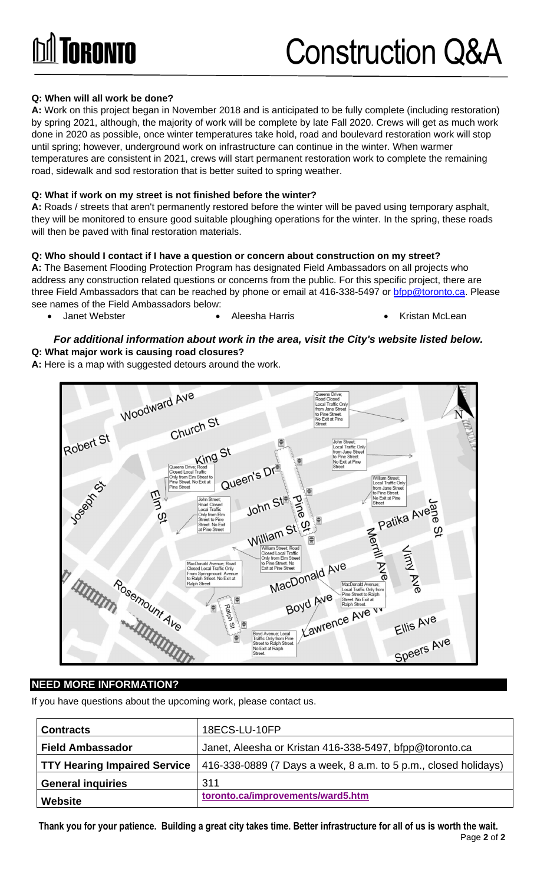# Construction Q&A

**Q: When will all work be done?**

**A:** Work on this project began in November 2018 and is anticipated to be fully complete (including restoration) by spring 2021, although, the majority of work will be complete by late Fall 2020. Crews will get as much work done in 2020 as possible, once winter temperatures take hold, road and boulevard restoration work will stop until spring; however, underground work on infrastructure can continue in the winter. When warmer temperatures are consistent in 2021, crews will start permanent restoration work to complete the remaining road, sidewalk and sod restoration that is better suited to spring weather.

**Q: What if work on my street is not finished before the winter?**

**A:** Roads / streets that aren't permanently restored before the winter will be paved using temporary asphalt, they will be monitored to ensure good suitable ploughing operations for the winter. In the spring, these roads will then be paved with final restoration materials.

**Q: Who should I contact if I have a question or concern about construction on my street?**

**A:** The Basement Flooding Protection Program has designated Field Ambassadors on all projects who address any construction related questions or concerns from the public. For this specific project, there are three Field Ambassadors that can be reached by phone or email at 416-338-5497 or bfpp@toronto.ca. Please see names of the Field Ambassadors below:

- Janet Webster
- Aleesha Harris
- Kristan McLean

***For additional information about work in the area, visit the City's website listed below.***

**Q: What major work is causing road closures?**

**A:** Here is a map with suggested detours around the work.

Queens Drive; Road Closed Local Traffic Only from Jane Street to Pine Street. No Exit at Pine Street

John Street; Local Traffic Only from Jane Street to Pine Street. No Exit at Pine Street

William Street; Local Traffic Only from Jane Street to Pine Street. No Exit at Pine Street

Queens Drive; Road Closed Local Traffic Only from Elm Street to Pine Street. No Exit at Pine Street

John Street; Road Closed Local Traffic Only from Elm Street to Pine Street. No Exit at Pine Street

William Street; Road Closed Local Traffic Only from Elm Street to Pine Street. No Exit at Pine Street

MacDonald Avenue; Road Closed Local Traffic Only From Springmount Avenue to Ralph Street. No Exit at Ralph Street

MacDonald Avenue; Local Traffic Only from Pine Street to Ralph Street. No Exit at Ralph Street.

Boyd Avenue; Local Traffic Only from Pine Street to Ralph Street. No Exit at Ralph Street.

## NEED MORE INFORMATION?

If you have questions about the upcoming work, please contact us.

| | |
|---|---|
| **Contracts** | 18ECS-LU-10FP |
| **Field Ambassador** | Janet, Aleesha or Kristan 416-338-5497, bfpp@toronto.ca |
| **TTY Hearing Impaired Service** | 416-338-0889 (7 Days a week, 8 a.m. to 5 p.m., closed holidays) |
| **General inquiries** | 311 |
| **Website** | **toronto.ca/improvements/ward5.htm** |

**Thank you for your patience. Building a great city takes time. Better infrastructure for all of us is worth the wait.**